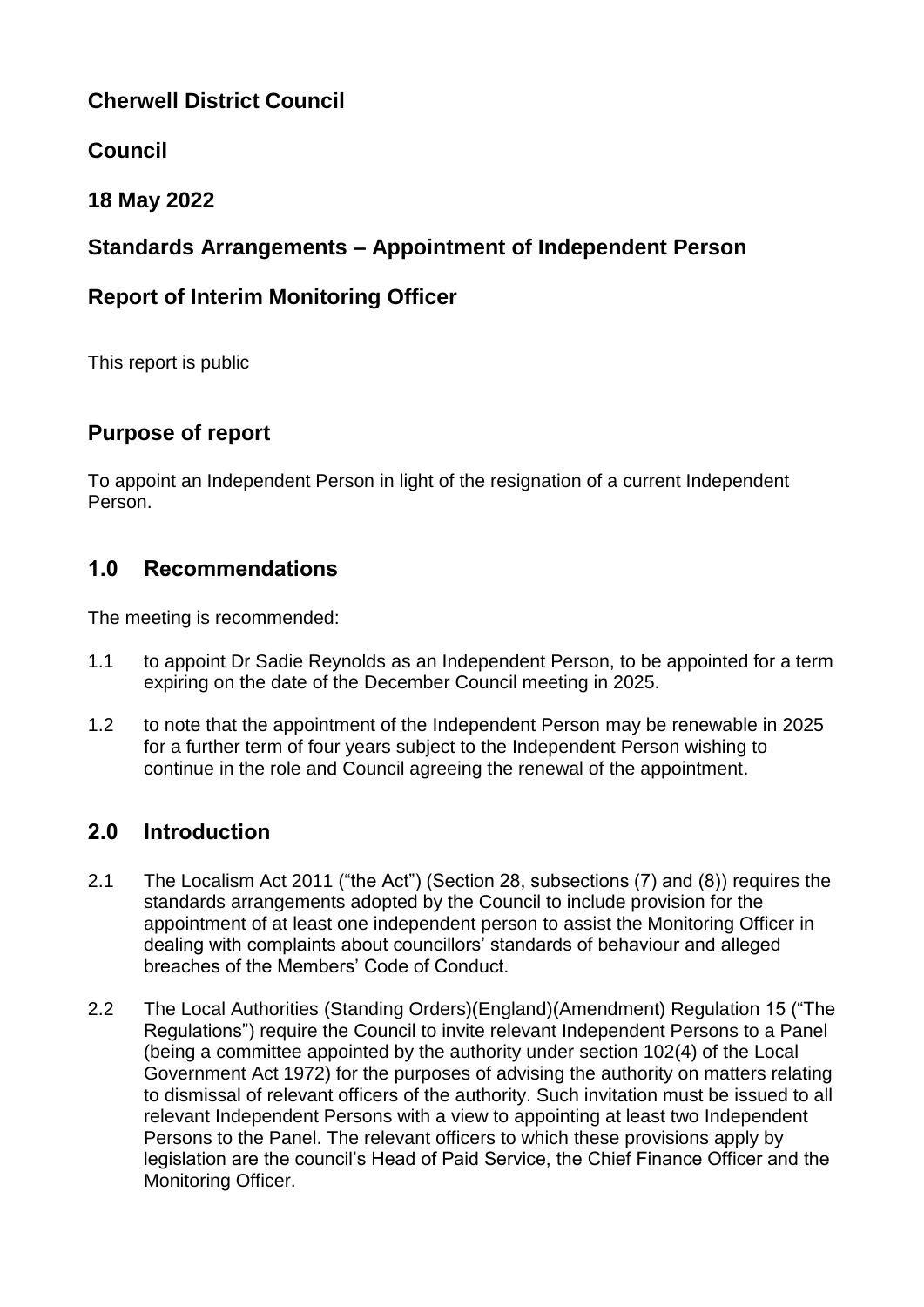## Cherwell District Council

## Council

## 18 May 2022

## Standards Arrangements – Appointment of Independent Person

## Report of Interim Monitoring Officer

This report is public

## Purpose of report

To appoint an Independent Person in light of the resignation of a current Independent Person.

## 1.0 Recommendations

The meeting is recommended:

1.1 to appoint Dr Sadie Reynolds as an Independent Person, to be appointed for a term expiring on the date of the December Council meeting in 2025.

1.2 to note that the appointment of the Independent Person may be renewable in 2025 for a further term of four years subject to the Independent Person wishing to continue in the role and Council agreeing the renewal of the appointment.

## 2.0 Introduction

2.1 The Localism Act 2011 ("the Act") (Section 28, subsections (7) and (8)) requires the standards arrangements adopted by the Council to include provision for the appointment of at least one independent person to assist the Monitoring Officer in dealing with complaints about councillors' standards of behaviour and alleged breaches of the Members' Code of Conduct.

2.2 The Local Authorities (Standing Orders)(England)(Amendment) Regulation 15 ("The Regulations") require the Council to invite relevant Independent Persons to a Panel (being a committee appointed by the authority under section 102(4) of the Local Government Act 1972) for the purposes of advising the authority on matters relating to dismissal of relevant officers of the authority. Such invitation must be issued to all relevant Independent Persons with a view to appointing at least two Independent Persons to the Panel. The relevant officers to which these provisions apply by legislation are the council's Head of Paid Service, the Chief Finance Officer and the Monitoring Officer.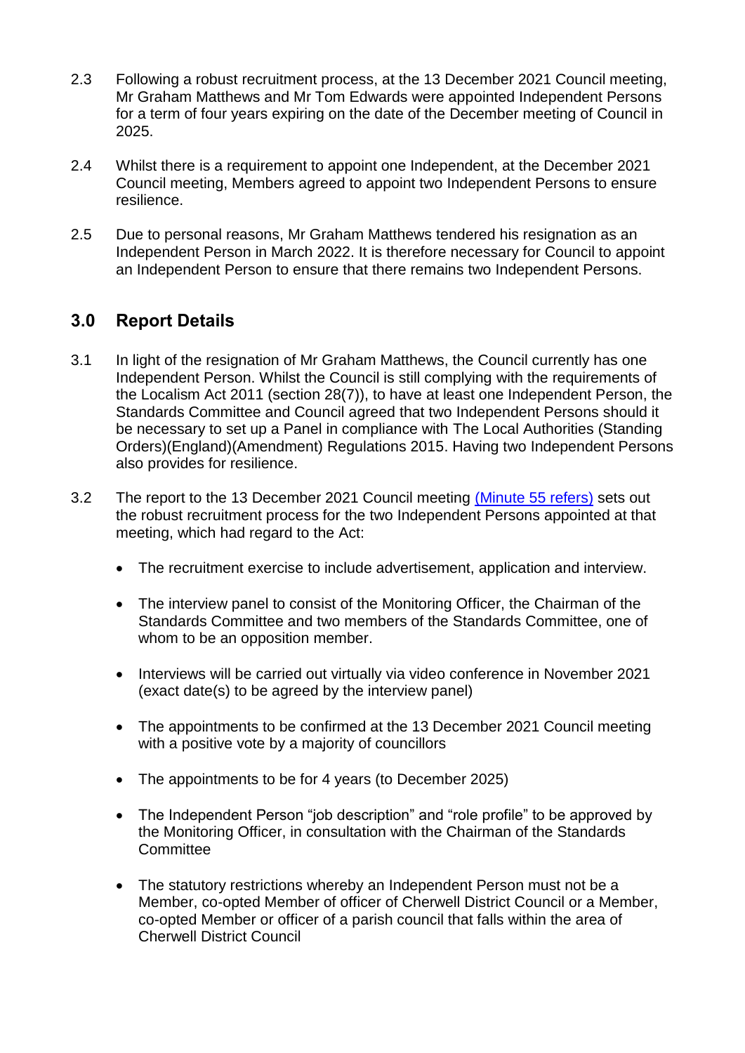2.3 Following a robust recruitment process, at the 13 December 2021 Council meeting, Mr Graham Matthews and Mr Tom Edwards were appointed Independent Persons for a term of four years expiring on the date of the December meeting of Council in 2025.

2.4 Whilst there is a requirement to appoint one Independent, at the December 2021 Council meeting, Members agreed to appoint two Independent Persons to ensure resilience.

2.5 Due to personal reasons, Mr Graham Matthews tendered his resignation as an Independent Person in March 2022. It is therefore necessary for Council to appoint an Independent Person to ensure that there remains two Independent Persons.

## 3.0 Report Details

3.1 In light of the resignation of Mr Graham Matthews, the Council currently has one Independent Person. Whilst the Council is still complying with the requirements of the Localism Act 2011 (section 28(7)), to have at least one Independent Person, the Standards Committee and Council agreed that two Independent Persons should it be necessary to set up a Panel in compliance with The Local Authorities (Standing Orders)(England)(Amendment) Regulations 2015. Having two Independent Persons also provides for resilience.

3.2 The report to the 13 December 2021 Council meeting (Minute 55 refers) sets out the robust recruitment process for the two Independent Persons appointed at that meeting, which had regard to the Act:

- The recruitment exercise to include advertisement, application and interview.
- The interview panel to consist of the Monitoring Officer, the Chairman of the Standards Committee and two members of the Standards Committee, one of whom to be an opposition member.
- Interviews will be carried out virtually via video conference in November 2021 (exact date(s) to be agreed by the interview panel)
- The appointments to be confirmed at the 13 December 2021 Council meeting with a positive vote by a majority of councillors
- The appointments to be for 4 years (to December 2025)
- The Independent Person "job description" and "role profile" to be approved by the Monitoring Officer, in consultation with the Chairman of the Standards Committee
- The statutory restrictions whereby an Independent Person must not be a Member, co-opted Member of officer of Cherwell District Council or a Member, co-opted Member or officer of a parish council that falls within the area of Cherwell District Council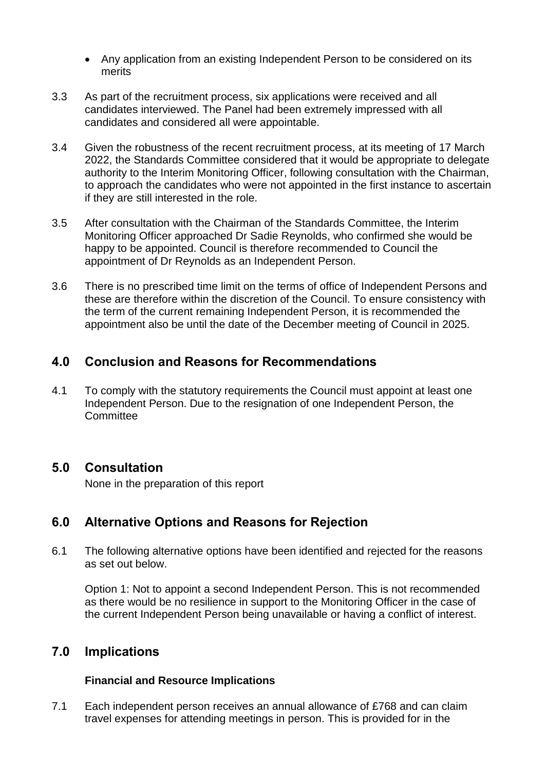- Any application from an existing Independent Person to be considered on its merits

3.3 As part of the recruitment process, six applications were received and all candidates interviewed. The Panel had been extremely impressed with all candidates and considered all were appointable.

3.4 Given the robustness of the recent recruitment process, at its meeting of 17 March 2022, the Standards Committee considered that it would be appropriate to delegate authority to the Interim Monitoring Officer, following consultation with the Chairman, to approach the candidates who were not appointed in the first instance to ascertain if they are still interested in the role.

3.5 After consultation with the Chairman of the Standards Committee, the Interim Monitoring Officer approached Dr Sadie Reynolds, who confirmed she would be happy to be appointed. Council is therefore recommended to Council the appointment of Dr Reynolds as an Independent Person.

3.6 There is no prescribed time limit on the terms of office of Independent Persons and these are therefore within the discretion of the Council. To ensure consistency with the term of the current remaining Independent Person, it is recommended the appointment also be until the date of the December meeting of Council in 2025.

## 4.0 Conclusion and Reasons for Recommendations

4.1 To comply with the statutory requirements the Council must appoint at least one Independent Person. Due to the resignation of one Independent Person, the Committee

## 5.0 Consultation

None in the preparation of this report

## 6.0 Alternative Options and Reasons for Rejection

6.1 The following alternative options have been identified and rejected for the reasons as set out below.

Option 1: Not to appoint a second Independent Person. This is not recommended as there would be no resilience in support to the Monitoring Officer in the case of the current Independent Person being unavailable or having a conflict of interest.

## 7.0 Implications

### Financial and Resource Implications

7.1 Each independent person receives an annual allowance of £768 and can claim travel expenses for attending meetings in person. This is provided for in the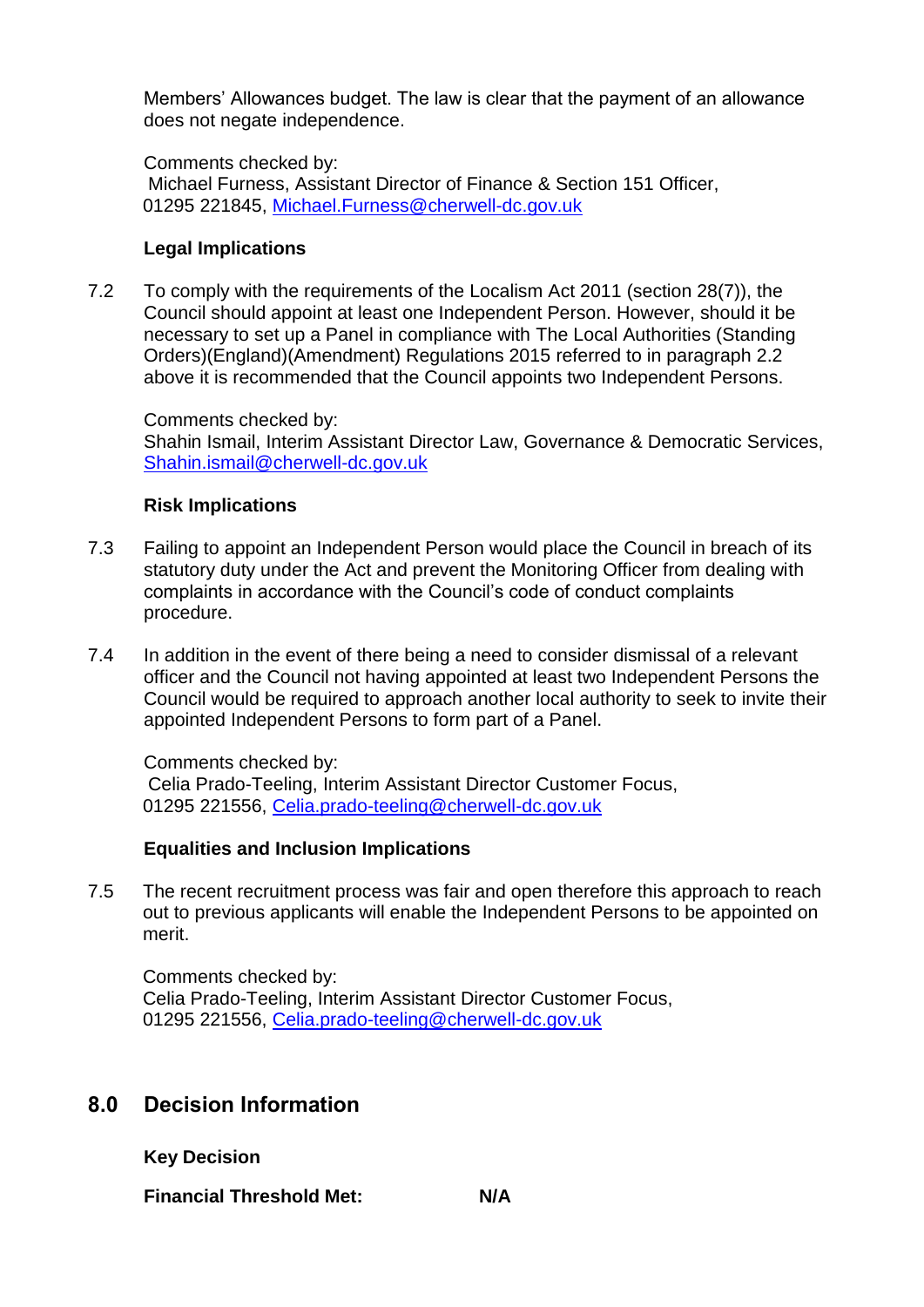Members' Allowances budget. The law is clear that the payment of an allowance does not negate independence.

Comments checked by:
Michael Furness, Assistant Director of Finance & Section 151 Officer, 01295 221845, Michael.Furness@cherwell-dc.gov.uk

**Legal Implications**

7.2 To comply with the requirements of the Localism Act 2011 (section 28(7)), the Council should appoint at least one Independent Person. However, should it be necessary to set up a Panel in compliance with The Local Authorities (Standing Orders)(England)(Amendment) Regulations 2015 referred to in paragraph 2.2 above it is recommended that the Council appoints two Independent Persons.

Comments checked by:
Shahin Ismail, Interim Assistant Director Law, Governance & Democratic Services, Shahin.ismail@cherwell-dc.gov.uk

**Risk Implications**

7.3 Failing to appoint an Independent Person would place the Council in breach of its statutory duty under the Act and prevent the Monitoring Officer from dealing with complaints in accordance with the Council's code of conduct complaints procedure.

7.4 In addition in the event of there being a need to consider dismissal of a relevant officer and the Council not having appointed at least two Independent Persons the Council would be required to approach another local authority to seek to invite their appointed Independent Persons to form part of a Panel.

Comments checked by:
Celia Prado-Teeling, Interim Assistant Director Customer Focus, 01295 221556, Celia.prado-teeling@cherwell-dc.gov.uk

**Equalities and Inclusion Implications**

7.5 The recent recruitment process was fair and open therefore this approach to reach out to previous applicants will enable the Independent Persons to be appointed on merit.

Comments checked by:
Celia Prado-Teeling, Interim Assistant Director Customer Focus, 01295 221556, Celia.prado-teeling@cherwell-dc.gov.uk

## 8.0 Decision Information

**Key Decision**

**Financial Threshold Met:** **N/A**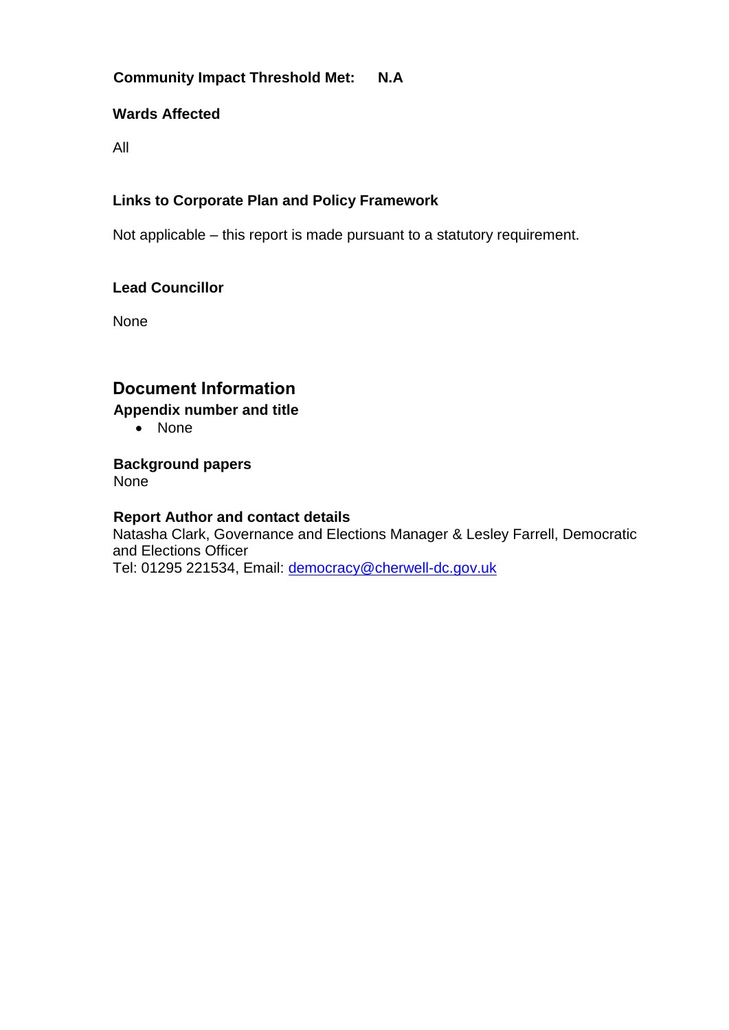**Community Impact Threshold Met:** **N.A**

**Wards Affected**

All

**Links to Corporate Plan and Policy Framework**

Not applicable – this report is made pursuant to a statutory requirement.

**Lead Councillor**

None

## Document Information

**Appendix number and title**

- None

**Background papers**

None

**Report Author and contact details**

Natasha Clark, Governance and Elections Manager & Lesley Farrell, Democratic and Elections Officer

Tel: 01295 221534, Email: democracy@cherwell-dc.gov.uk